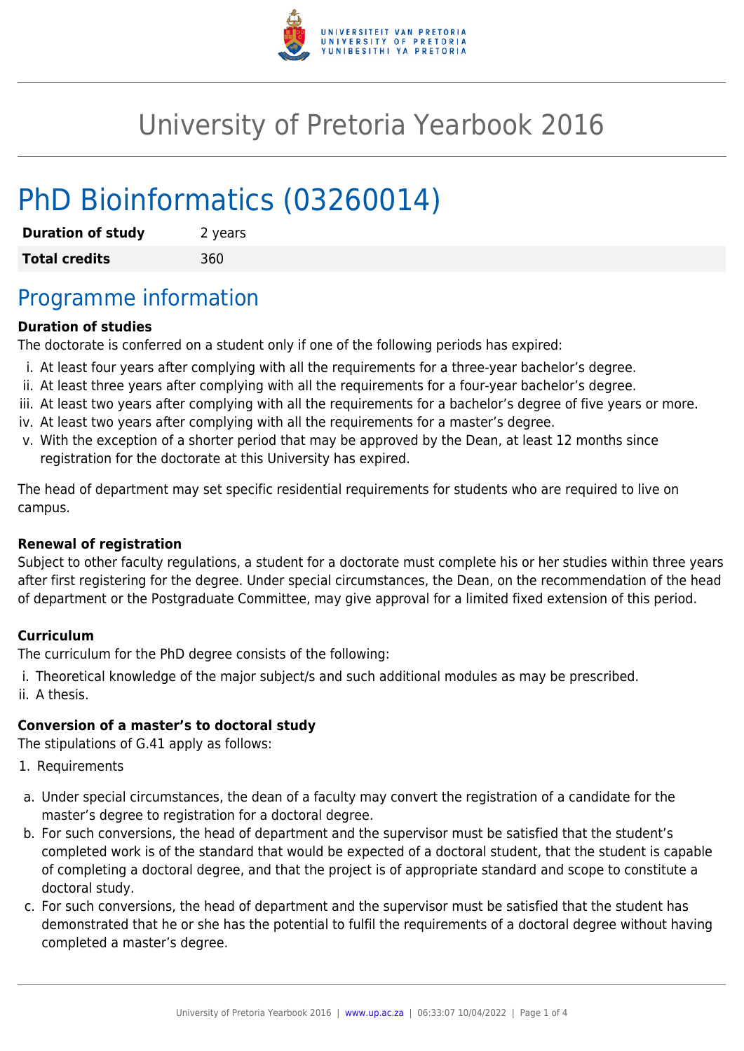# University of Pretoria Yearbook 2016

# PhD Bioinformatics (03260014)

| | |
|---|---|
| **Duration of study** | 2 years |
| **Total credits** | 360 |

## Programme information

**Duration of studies**

The doctorate is conferred on a student only if one of the following periods has expired:

i. At least four years after complying with all the requirements for a three-year bachelor's degree.
ii. At least three years after complying with all the requirements for a four-year bachelor's degree.
iii. At least two years after complying with all the requirements for a bachelor's degree of five years or more.
iv. At least two years after complying with all the requirements for a master's degree.
v. With the exception of a shorter period that may be approved by the Dean, at least 12 months since registration for the doctorate at this University has expired.

The head of department may set specific residential requirements for students who are required to live on campus.

**Renewal of registration**

Subject to other faculty regulations, a student for a doctorate must complete his or her studies within three years after first registering for the degree. Under special circumstances, the Dean, on the recommendation of the head of department or the Postgraduate Committee, may give approval for a limited fixed extension of this period.

**Curriculum**

The curriculum for the PhD degree consists of the following:

i. Theoretical knowledge of the major subject/s and such additional modules as may be prescribed.
ii. A thesis.

**Conversion of a master's to doctoral study**

The stipulations of G.41 apply as follows:

1. Requirements

a. Under special circumstances, the dean of a faculty may convert the registration of a candidate for the master's degree to registration for a doctoral degree.
b. For such conversions, the head of department and the supervisor must be satisfied that the student's completed work is of the standard that would be expected of a doctoral student, that the student is capable of completing a doctoral degree, and that the project is of appropriate standard and scope to constitute a doctoral study.
c. For such conversions, the head of department and the supervisor must be satisfied that the student has demonstrated that he or she has the potential to fulfil the requirements of a doctoral degree without having completed a master's degree.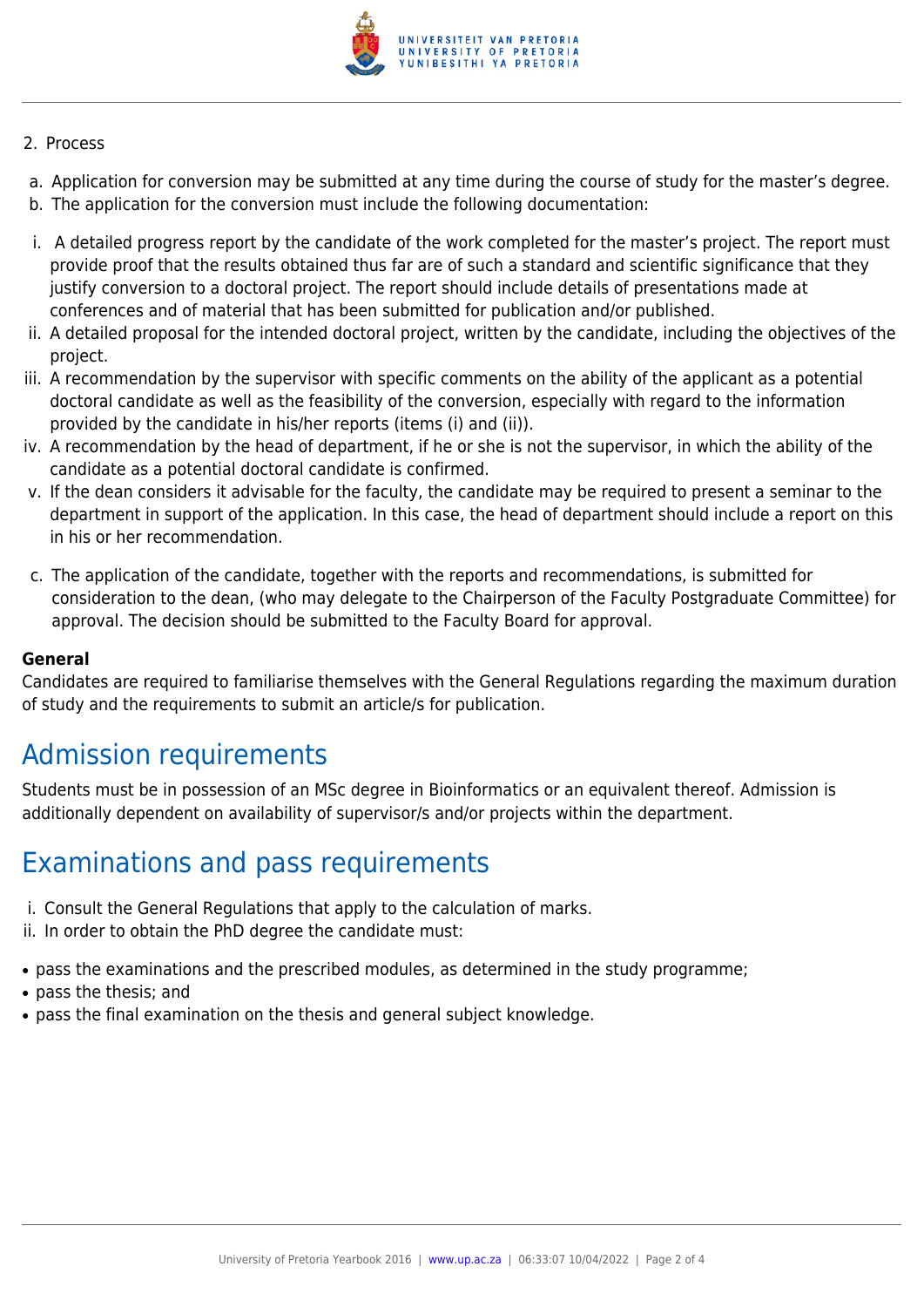2. Process

a. Application for conversion may be submitted at any time during the course of study for the master's degree.
b. The application for the conversion must include the following documentation:

i. A detailed progress report by the candidate of the work completed for the master's project. The report must provide proof that the results obtained thus far are of such a standard and scientific significance that they justify conversion to a doctoral project. The report should include details of presentations made at conferences and of material that has been submitted for publication and/or published.
ii. A detailed proposal for the intended doctoral project, written by the candidate, including the objectives of the project.
iii. A recommendation by the supervisor with specific comments on the ability of the applicant as a potential doctoral candidate as well as the feasibility of the conversion, especially with regard to the information provided by the candidate in his/her reports (items (i) and (ii)).
iv. A recommendation by the head of department, if he or she is not the supervisor, in which the ability of the candidate as a potential doctoral candidate is confirmed.
v. If the dean considers it advisable for the faculty, the candidate may be required to present a seminar to the department in support of the application. In this case, the head of department should include a report on this in his or her recommendation.

c. The application of the candidate, together with the reports and recommendations, is submitted for consideration to the dean, (who may delegate to the Chairperson of the Faculty Postgraduate Committee) for approval. The decision should be submitted to the Faculty Board for approval.

**General**
Candidates are required to familiarise themselves with the General Regulations regarding the maximum duration of study and the requirements to submit an article/s for publication.

# Admission requirements

Students must be in possession of an MSc degree in Bioinformatics or an equivalent thereof. Admission is additionally dependent on availability of supervisor/s and/or projects within the department.

# Examinations and pass requirements

i. Consult the General Regulations that apply to the calculation of marks.
ii. In order to obtain the PhD degree the candidate must:

- pass the examinations and the prescribed modules, as determined in the study programme;
- pass the thesis; and
- pass the final examination on the thesis and general subject knowledge.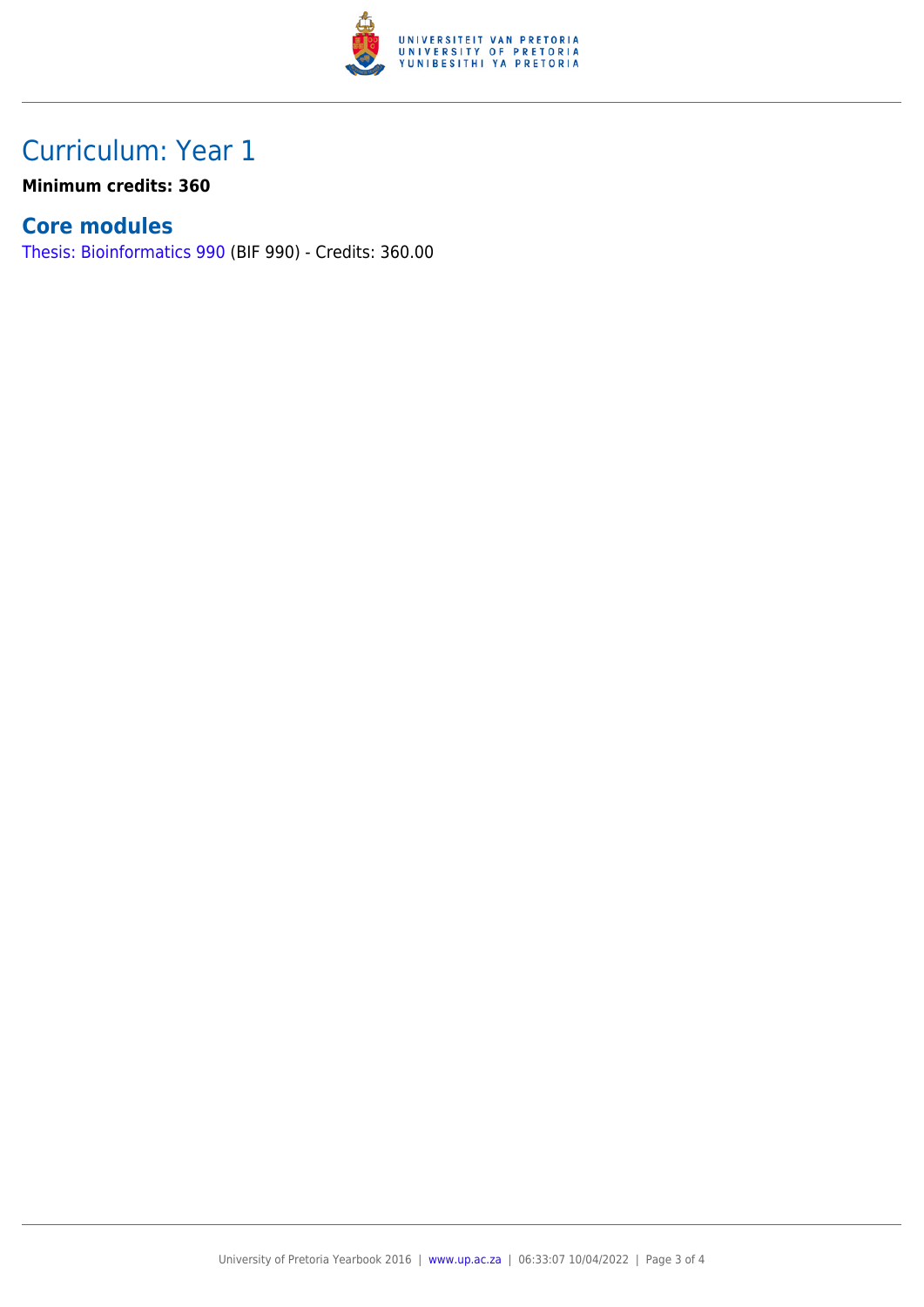# Curriculum: Year 1

**Minimum credits: 360**

## Core modules

Thesis: Bioinformatics 990 (BIF 990) - Credits: 360.00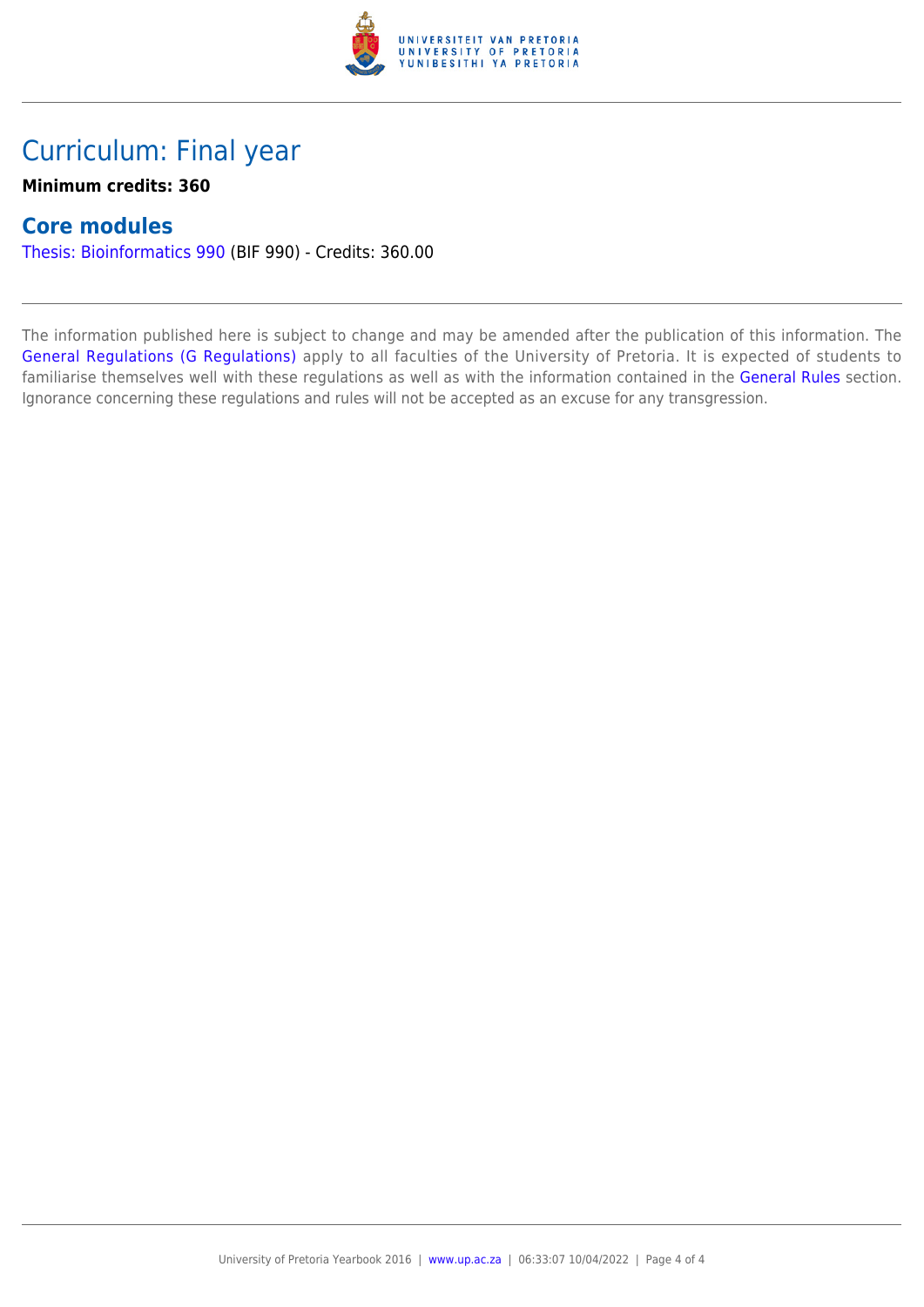# Curriculum: Final year

**Minimum credits: 360**

## Core modules

Thesis: Bioinformatics 990 (BIF 990) - Credits: 360.00

The information published here is subject to change and may be amended after the publication of this information. The General Regulations (G Regulations) apply to all faculties of the University of Pretoria. It is expected of students to familiarise themselves well with these regulations as well as with the information contained in the General Rules section. Ignorance concerning these regulations and rules will not be accepted as an excuse for any transgression.